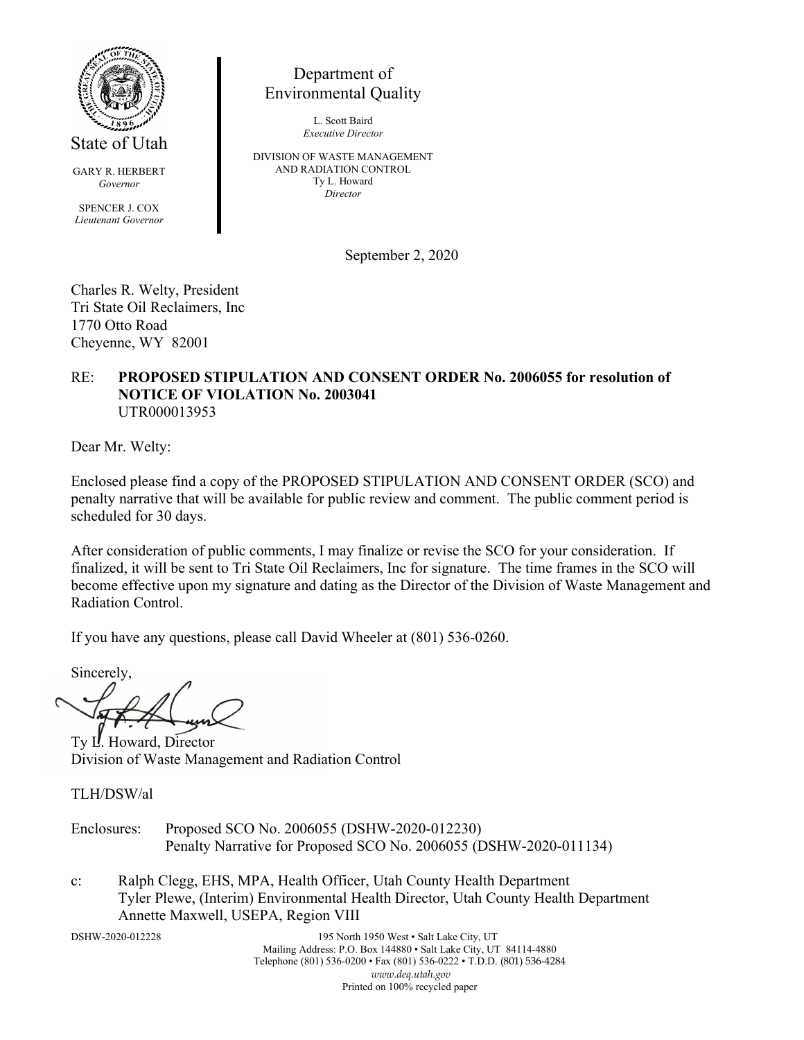State of Utah

GARY R. HERBERT
*Governor*

SPENCER J. COX
*Lieutenant Governor*

Department of
Environmental Quality

L. Scott Baird
*Executive Director*

DIVISION OF WASTE MANAGEMENT
AND RADIATION CONTROL
Ty L. Howard
*Director*

September 2, 2020

Charles R. Welty, President
Tri State Oil Reclaimers, Inc
1770 Otto Road
Cheyenne, WY 82001

RE: **PROPOSED STIPULATION AND CONSENT ORDER No. 2006055 for resolution of NOTICE OF VIOLATION No. 2003041**
UTR000013953

Dear Mr. Welty:

Enclosed please find a copy of the PROPOSED STIPULATION AND CONSENT ORDER (SCO) and penalty narrative that will be available for public review and comment. The public comment period is scheduled for 30 days.

After consideration of public comments, I may finalize or revise the SCO for your consideration. If finalized, it will be sent to Tri State Oil Reclaimers, Inc for signature. The time frames in the SCO will become effective upon my signature and dating as the Director of the Division of Waste Management and Radiation Control.

If you have any questions, please call David Wheeler at (801) 536-0260.

Sincerely,

Ty L. Howard, Director
Division of Waste Management and Radiation Control

TLH/DSW/al

Enclosures: Proposed SCO No. 2006055 (DSHW-2020-012230)
Penalty Narrative for Proposed SCO No. 2006055 (DSHW-2020-011134)

c: Ralph Clegg, EHS, MPA, Health Officer, Utah County Health Department
Tyler Plewe, (Interim) Environmental Health Director, Utah County Health Department
Annette Maxwell, USEPA, Region VIII

DSHW-2020-012228

195 North 1950 West • Salt Lake City, UT
Mailing Address: P.O. Box 144880 • Salt Lake City, UT 84114-4880
Telephone (801) 536-0200 • Fax (801) 536-0222 • T.D.D. (801) 536-4284
*www.deq.utah.gov*
Printed on 100% recycled paper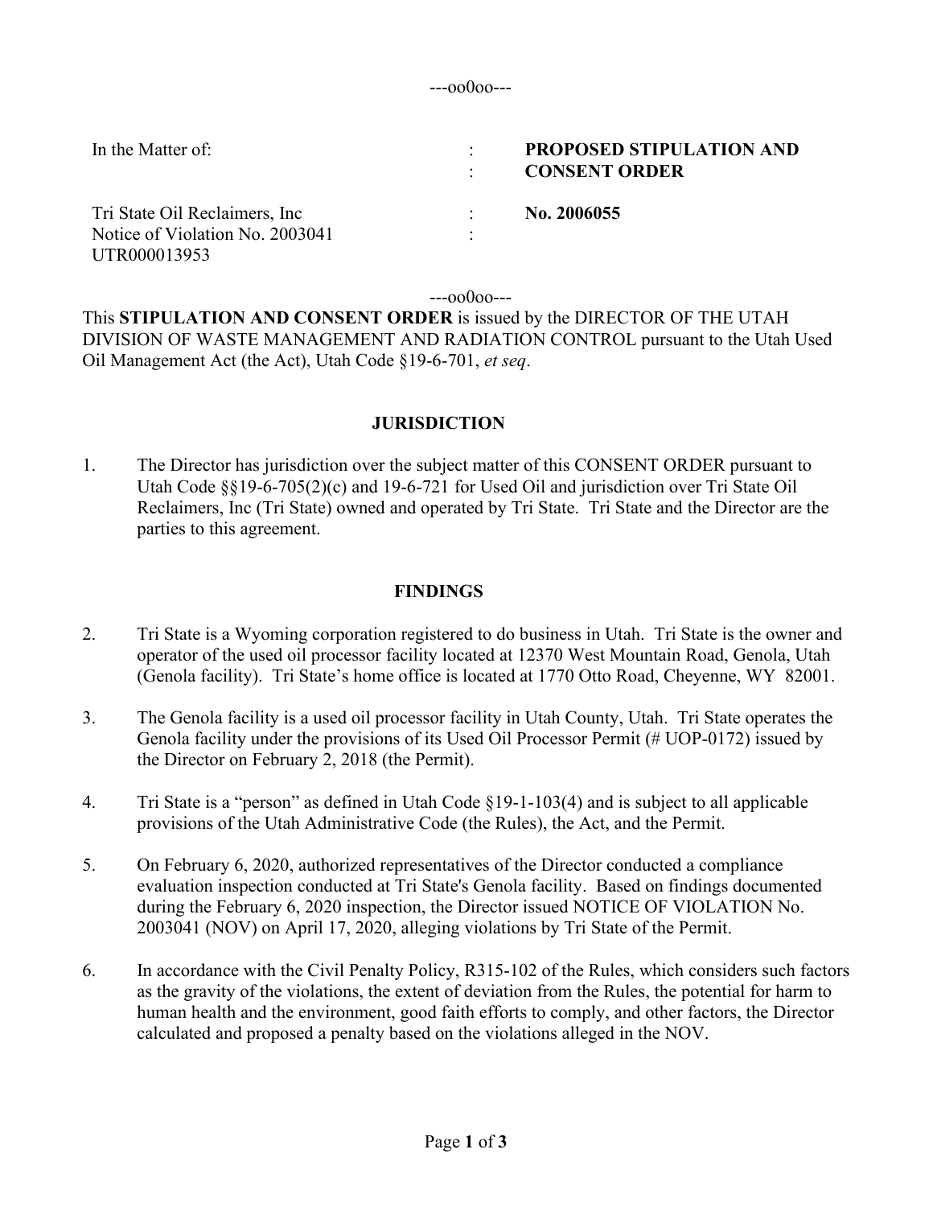---oo0oo---

| In the Matter of: | : | **PROPOSED STIPULATION AND** |
|---|---|---|
| | : | **CONSENT ORDER** |
| Tri State Oil Reclaimers, Inc | : | **No. 2006055** |
| Notice of Violation No. 2003041 | : | |
| UTR000013953 | | |

---oo0oo---

This **STIPULATION AND CONSENT ORDER** is issued by the DIRECTOR OF THE UTAH DIVISION OF WASTE MANAGEMENT AND RADIATION CONTROL pursuant to the Utah Used Oil Management Act (the Act), Utah Code §19-6-701, *et seq*.

## JURISDICTION

1. The Director has jurisdiction over the subject matter of this CONSENT ORDER pursuant to Utah Code §§19-6-705(2)(c) and 19-6-721 for Used Oil and jurisdiction over Tri State Oil Reclaimers, Inc (Tri State) owned and operated by Tri State. Tri State and the Director are the parties to this agreement.

## FINDINGS

2. Tri State is a Wyoming corporation registered to do business in Utah. Tri State is the owner and operator of the used oil processor facility located at 12370 West Mountain Road, Genola, Utah (Genola facility). Tri State's home office is located at 1770 Otto Road, Cheyenne, WY 82001.

3. The Genola facility is a used oil processor facility in Utah County, Utah. Tri State operates the Genola facility under the provisions of its Used Oil Processor Permit (# UOP-0172) issued by the Director on February 2, 2018 (the Permit).

4. Tri State is a "person" as defined in Utah Code §19-1-103(4) and is subject to all applicable provisions of the Utah Administrative Code (the Rules), the Act, and the Permit.

5. On February 6, 2020, authorized representatives of the Director conducted a compliance evaluation inspection conducted at Tri State's Genola facility. Based on findings documented during the February 6, 2020 inspection, the Director issued NOTICE OF VIOLATION No. 2003041 (NOV) on April 17, 2020, alleging violations by Tri State of the Permit.

6. In accordance with the Civil Penalty Policy, R315-102 of the Rules, which considers such factors as the gravity of the violations, the extent of deviation from the Rules, the potential for harm to human health and the environment, good faith efforts to comply, and other factors, the Director calculated and proposed a penalty based on the violations alleged in the NOV.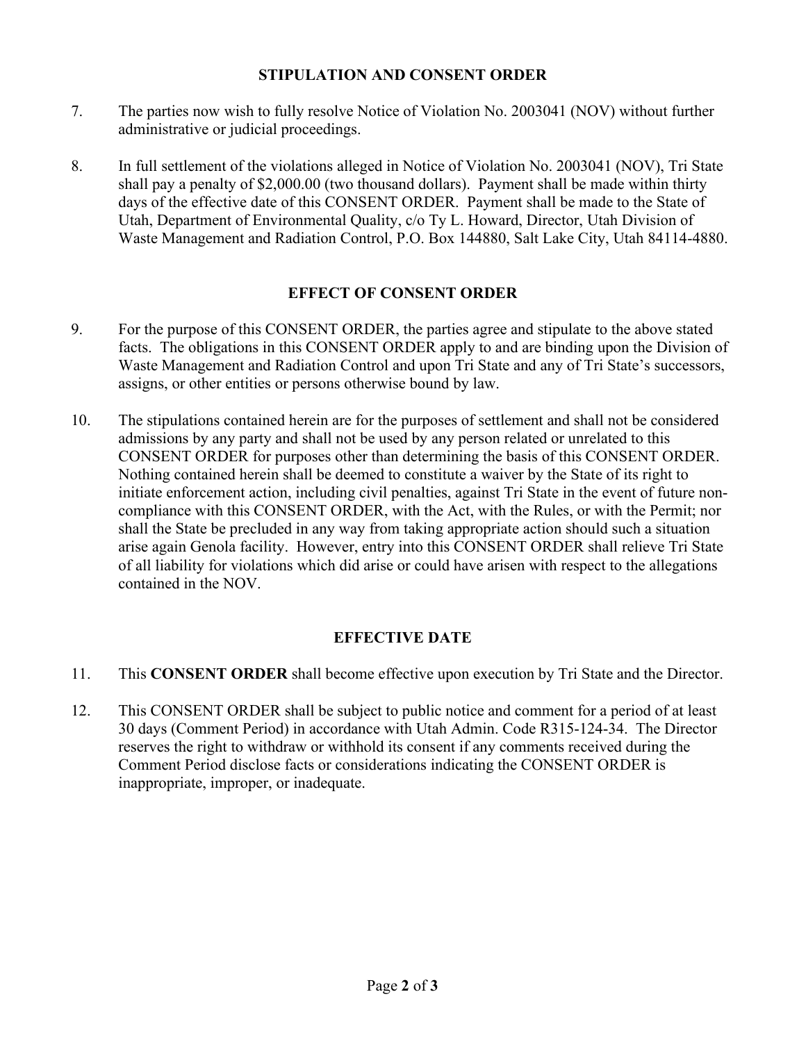## STIPULATION AND CONSENT ORDER

7. The parties now wish to fully resolve Notice of Violation No. 2003041 (NOV) without further administrative or judicial proceedings.

8. In full settlement of the violations alleged in Notice of Violation No. 2003041 (NOV), Tri State shall pay a penalty of $2,000.00 (two thousand dollars). Payment shall be made within thirty days of the effective date of this CONSENT ORDER. Payment shall be made to the State of Utah, Department of Environmental Quality, c/o Ty L. Howard, Director, Utah Division of Waste Management and Radiation Control, P.O. Box 144880, Salt Lake City, Utah 84114-4880.

## EFFECT OF CONSENT ORDER

9. For the purpose of this CONSENT ORDER, the parties agree and stipulate to the above stated facts. The obligations in this CONSENT ORDER apply to and are binding upon the Division of Waste Management and Radiation Control and upon Tri State and any of Tri State's successors, assigns, or other entities or persons otherwise bound by law.

10. The stipulations contained herein are for the purposes of settlement and shall not be considered admissions by any party and shall not be used by any person related or unrelated to this CONSENT ORDER for purposes other than determining the basis of this CONSENT ORDER. Nothing contained herein shall be deemed to constitute a waiver by the State of its right to initiate enforcement action, including civil penalties, against Tri State in the event of future non-compliance with this CONSENT ORDER, with the Act, with the Rules, or with the Permit; nor shall the State be precluded in any way from taking appropriate action should such a situation arise again Genola facility. However, entry into this CONSENT ORDER shall relieve Tri State of all liability for violations which did arise or could have arisen with respect to the allegations contained in the NOV.

## EFFECTIVE DATE

11. This **CONSENT ORDER** shall become effective upon execution by Tri State and the Director.

12. This CONSENT ORDER shall be subject to public notice and comment for a period of at least 30 days (Comment Period) in accordance with Utah Admin. Code R315-124-34. The Director reserves the right to withdraw or withhold its consent if any comments received during the Comment Period disclose facts or considerations indicating the CONSENT ORDER is inappropriate, improper, or inadequate.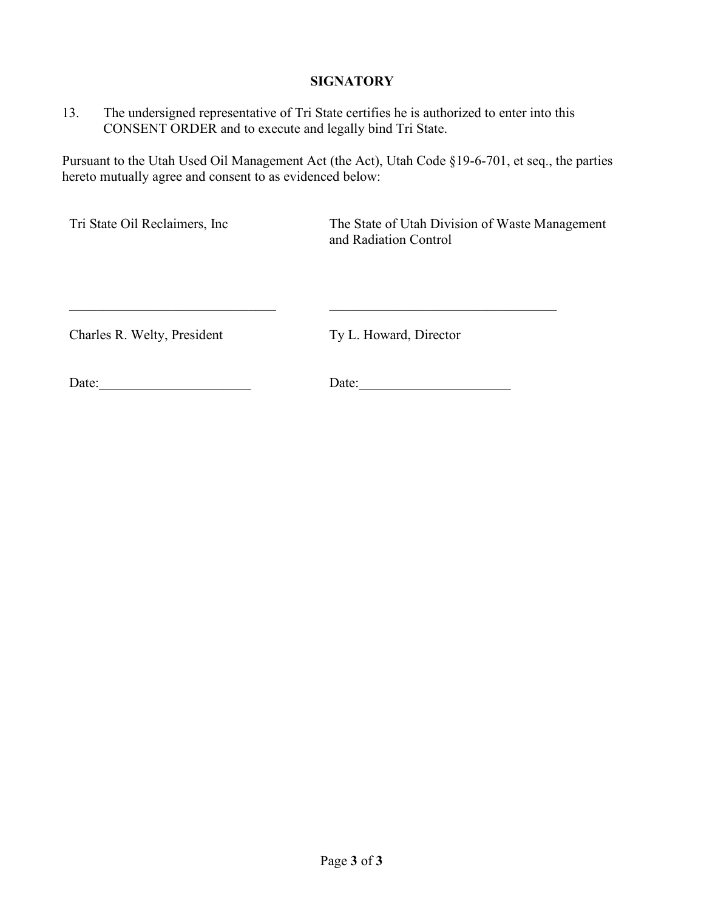**SIGNATORY**

13. The undersigned representative of Tri State certifies he is authorized to enter into this CONSENT ORDER and to execute and legally bind Tri State.

Pursuant to the Utah Used Oil Management Act (the Act), Utah Code §19-6-701, et seq., the parties hereto mutually agree and consent to as evidenced below:

| Tri State Oil Reclaimers, Inc | The State of Utah Division of Waste Management and Radiation Control |
|---|---|
| _______________________________ | ___________________________________ |
| Charles R. Welty, President | Ty L. Howard, Director |
| Date:______________________ | Date:______________________ |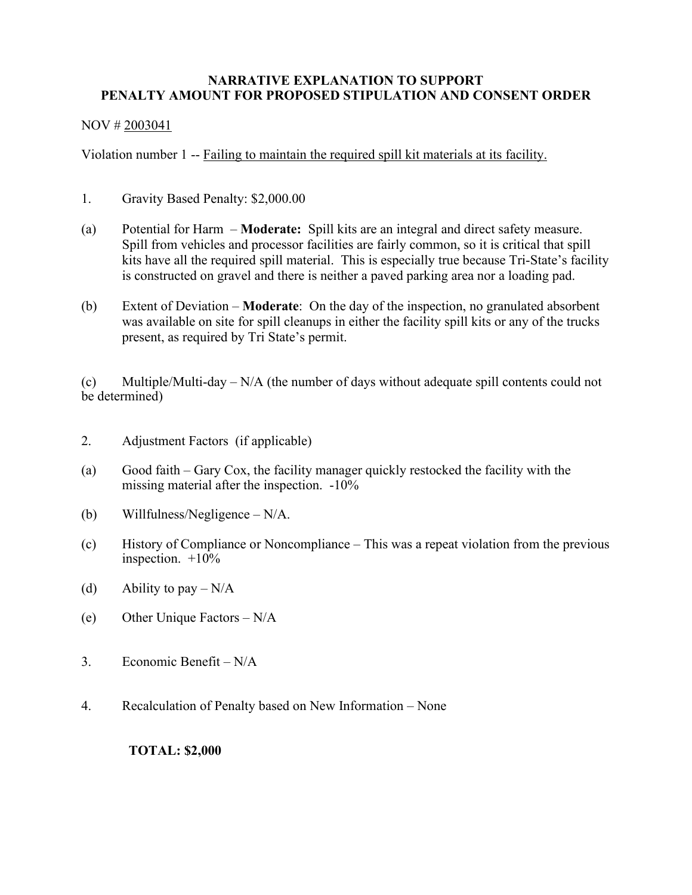**NARRATIVE EXPLANATION TO SUPPORT**
**PENALTY AMOUNT FOR PROPOSED STIPULATION AND CONSENT ORDER**

NOV # 2003041

Violation number 1 -- Failing to maintain the required spill kit materials at its facility.

1. Gravity Based Penalty: $2,000.00

(a) Potential for Harm – **Moderate:** Spill kits are an integral and direct safety measure. Spill from vehicles and processor facilities are fairly common, so it is critical that spill kits have all the required spill material. This is especially true because Tri-State's facility is constructed on gravel and there is neither a paved parking area nor a loading pad.

(b) Extent of Deviation – **Moderate**: On the day of the inspection, no granulated absorbent was available on site for spill cleanups in either the facility spill kits or any of the trucks present, as required by Tri State's permit.

(c) Multiple/Multi-day – N/A (the number of days without adequate spill contents could not be determined)

2. Adjustment Factors (if applicable)

(a) Good faith – Gary Cox, the facility manager quickly restocked the facility with the missing material after the inspection. -10%

(b) Willfulness/Negligence – N/A.

(c) History of Compliance or Noncompliance – This was a repeat violation from the previous inspection. +10%

(d) Ability to pay – N/A

(e) Other Unique Factors – N/A

3. Economic Benefit – N/A

4. Recalculation of Penalty based on New Information – None

**TOTAL: $2,000**